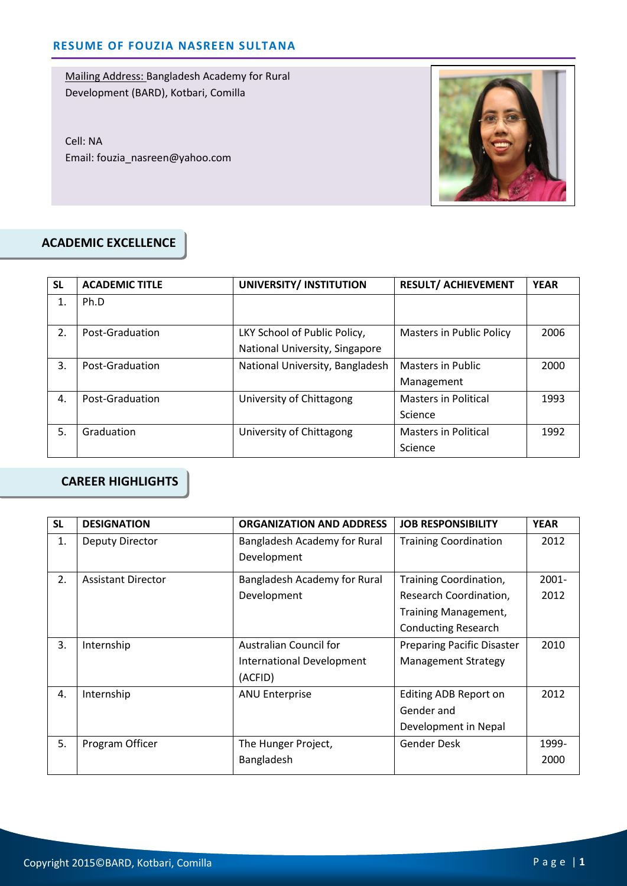# RESUME OF FOUZIA NASREEN SULTANA

Mailing Address: Bangladesh Academy for Rural Development (BARD), Kotbari, Comilla

Cell: NA
Email: fouzia_nasreen@yahoo.com

## ACADEMIC EXCELLENCE

| SL | ACADEMIC TITLE | UNIVERSITY/ INSTITUTION | RESULT/ ACHIEVEMENT | YEAR |
|---|---|---|---|---|
| 1. | Ph.D | | | |
| 2. | Post-Graduation | LKY School of Public Policy, National University, Singapore | Masters in Public Policy | 2006 |
| 3. | Post-Graduation | National University, Bangladesh | Masters in Public Management | 2000 |
| 4. | Post-Graduation | University of Chittagong | Masters in Political Science | 1993 |
| 5. | Graduation | University of Chittagong | Masters in Political Science | 1992 |

## CAREER HIGHLIGHTS

| SL | DESIGNATION | ORGANIZATION AND ADDRESS | JOB RESPONSIBILITY | YEAR |
|---|---|---|---|---|
| 1. | Deputy Director | Bangladesh Academy for Rural Development | Training Coordination | 2012 |
| 2. | Assistant Director | Bangladesh Academy for Rural Development | Training Coordination, Research Coordination, Training Management, Conducting Research | 2001-2012 |
| 3. | Internship | Australian Council for International Development (ACFID) | Preparing Pacific Disaster Management Strategy | 2010 |
| 4. | Internship | ANU Enterprise | Editing ADB Report on Gender and Development in Nepal | 2012 |
| 5. | Program Officer | The Hunger Project, Bangladesh | Gender Desk | 1999-2000 |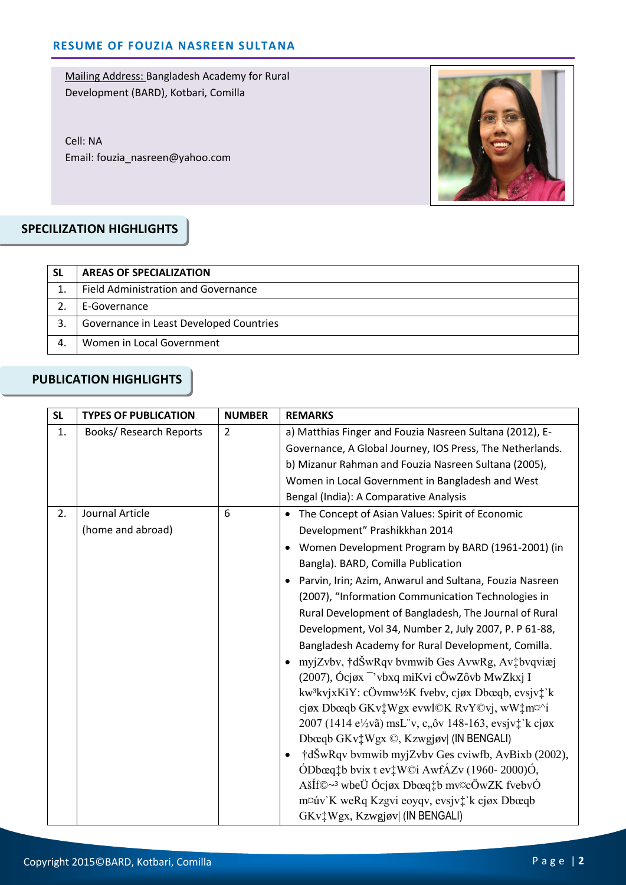# RESUME OF FOUZIA NASREEN SULTANA

Mailing Address: Bangladesh Academy for Rural Development (BARD), Kotbari, Comilla

Cell: NA
Email: fouzia_nasreen@yahoo.com

## SPECILIZATION HIGHLIGHTS

| SL | AREAS OF SPECIALIZATION |
|---|---|
| 1. | Field Administration and Governance |
| 2. | E-Governance |
| 3. | Governance in Least Developed Countries |
| 4. | Women in Local Government |

## PUBLICATION HIGHLIGHTS

| SL | TYPES OF PUBLICATION | NUMBER | REMARKS |
|---|---|---|---|
| 1. | Books/ Research Reports | 2 | a) Matthias Finger and Fouzia Nasreen Sultana (2012), E-Governance, A Global Journey, IOS Press, The Netherlands.<br>b) Mizanur Rahman and Fouzia Nasreen Sultana (2005), Women in Local Government in Bangladesh and West Bengal (India): A Comparative Analysis |
| 2. | Journal Article (home and abroad) | 6 | • The Concept of Asian Values: Spirit of Economic Development" Prashikkhan 2014<br>• Women Development Program by BARD (1961-2001) (in Bangla). BARD, Comilla Publication<br>• Parvin, Irin; Azim, Anwarul and Sultana, Fouzia Nasreen (2007), "Information Communication Technologies in Rural Development of Bangladesh, The Journal of Rural Development, Vol 34, Number 2, July 2007, P. P 61-88, Bangladesh Academy for Rural Development, Comilla.<br>• myjZvbv, †dŠwRqv bvmwib Ges AvwRg, Av‡bvqviæj (2007), Ócjøx ¯'vbxq miKvi cÖwZôvb MwZkxj I kw³kvjxKiY: cÖvmw½K fvebv, cjøx Dbœqb, evsjv‡`k cjøx Dbœqb GKv‡Wgx evwl©K RvY©vj, wW‡m¤^i 2007 (1414 e½vã) msL¨v, c„ôv 148-163, evsjv‡`k cjøx Dbœqb GKv‡Wgx ©, Kzwgjøv\| (IN BENGALI)<br>• †dŠwRqv bvmwib myjZvbv Ges cviwfb, AvBixb (2002), ÓDbœq‡b bvix t ev‡W©i AwfÁZv (1960- 2000)Ó, AšÍf©~³ wbeÜ Ócjøx Dbœq‡b mv¤cÖwZK fvebvÓ m¤úv`K weRq Kzgvi eoyqv, evsjv‡`k cjøx Dbœqb GKv‡Wgx, Kzwgjøv\| (IN BENGALI) |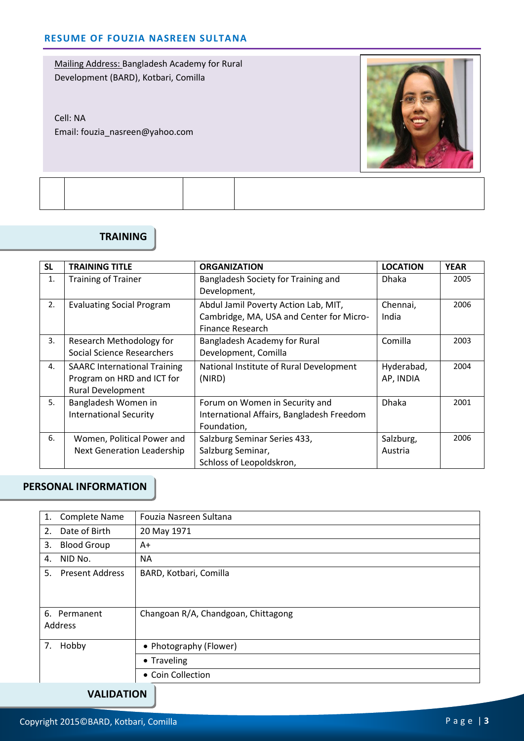**RESUME OF FOUZIA NASREEN SULTANA**

Mailing Address: Bangladesh Academy for Rural Development (BARD), Kotbari, Comilla

Cell: NA
Email: fouzia_nasreen@yahoo.com

| | | | |
|---|---|---|---|
| | | | |

## TRAINING

| SL | TRAINING TITLE | ORGANIZATION | LOCATION | YEAR |
|---|---|---|---|---|
| 1. | Training of Trainer | Bangladesh Society for Training and Development, | Dhaka | 2005 |
| 2. | Evaluating Social Program | Abdul Jamil Poverty Action Lab, MIT, Cambridge, MA, USA and Center for Micro-Finance Research | Chennai, India | 2006 |
| 3. | Research Methodology for Social Science Researchers | Bangladesh Academy for Rural Development, Comilla | Comilla | 2003 |
| 4. | SAARC International Training Program on HRD and ICT for Rural Development | National Institute of Rural Development (NIRD) | Hyderabad, AP, INDIA | 2004 |
| 5. | Bangladesh Women in International Security | Forum on Women in Security and International Affairs, Bangladesh Freedom Foundation, | Dhaka | 2001 |
| 6. | Women, Political Power and Next Generation Leadership | Salzburg Seminar Series 433, Salzburg Seminar, Schloss of Leopoldskron, | Salzburg, Austria | 2006 |

## PERSONAL INFORMATION

| | |
|---|---|
| 1. Complete Name | Fouzia Nasreen Sultana |
| 2. Date of Birth | 20 May 1971 |
| 3. Blood Group | A+ |
| 4. NID No. | NA |
| 5. Present Address | BARD, Kotbari, Comilla |
| 6. Permanent Address | Changoan R/A, Chandgoan, Chittagong |
| 7. Hobby | • Photography (Flower) |
| | • Traveling |
| | • Coin Collection |

## VALIDATION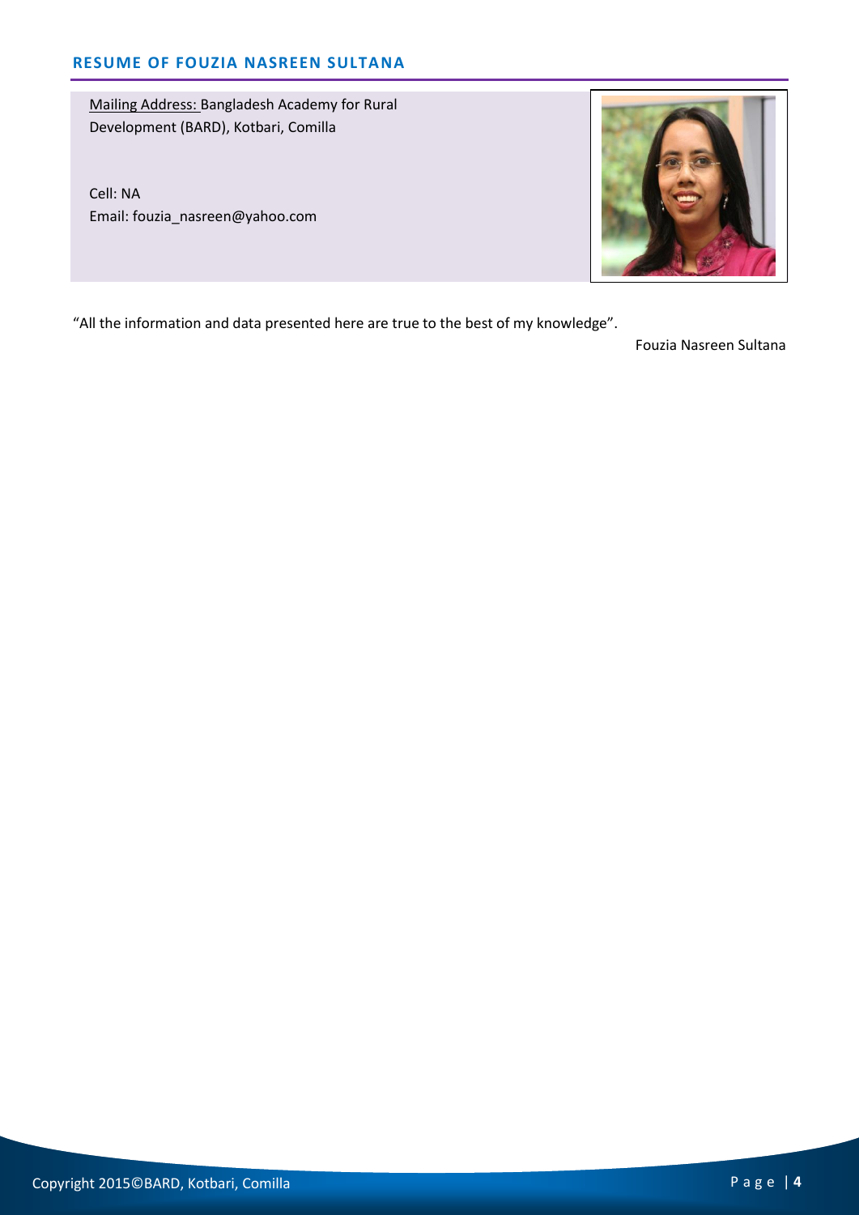Mailing Address: Bangladesh Academy for Rural Development (BARD), Kotbari, Comilla

Cell: NA
Email: fouzia_nasreen@yahoo.com

"All the information and data presented here are true to the best of my knowledge".

Fouzia Nasreen Sultana